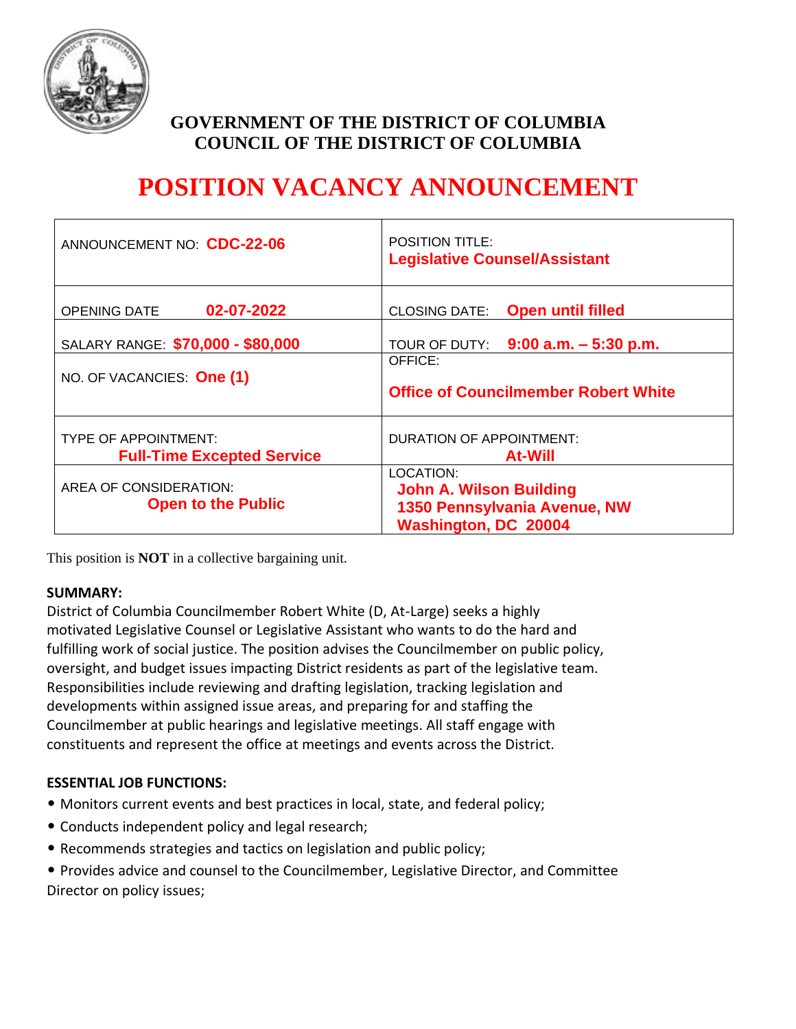**GOVERNMENT OF THE DISTRICT OF COLUMBIA**
**COUNCIL OF THE DISTRICT OF COLUMBIA**

# POSITION VACANCY ANNOUNCEMENT

| | |
|---|---|
| ANNOUNCEMENT NO: **CDC-22-06** | POSITION TITLE: **Legislative Counsel/Assistant** |
| OPENING DATE **02-07-2022** | CLOSING DATE: **Open until filled** |
| SALARY RANGE: **$70,000 - $80,000** | TOUR OF DUTY: **9:00 a.m. – 5:30 p.m.** |
| NO. OF VACANCIES: **One (1)** | OFFICE: **Office of Councilmember Robert White** |
| TYPE OF APPOINTMENT: **Full-Time Excepted Service** | DURATION OF APPOINTMENT: **At-Will** |
| AREA OF CONSIDERATION: **Open to the Public** | LOCATION: **John A. Wilson Building 1350 Pennsylvania Avenue, NW Washington, DC 20004** |

This position is **NOT** in a collective bargaining unit.

**SUMMARY:**

District of Columbia Councilmember Robert White (D, At-Large) seeks a highly motivated Legislative Counsel or Legislative Assistant who wants to do the hard and fulfilling work of social justice. The position advises the Councilmember on public policy, oversight, and budget issues impacting District residents as part of the legislative team. Responsibilities include reviewing and drafting legislation, tracking legislation and developments within assigned issue areas, and preparing for and staffing the Councilmember at public hearings and legislative meetings. All staff engage with constituents and represent the office at meetings and events across the District.

**ESSENTIAL JOB FUNCTIONS:**

- Monitors current events and best practices in local, state, and federal policy;
- Conducts independent policy and legal research;
- Recommends strategies and tactics on legislation and public policy;
- Provides advice and counsel to the Councilmember, Legislative Director, and Committee Director on policy issues;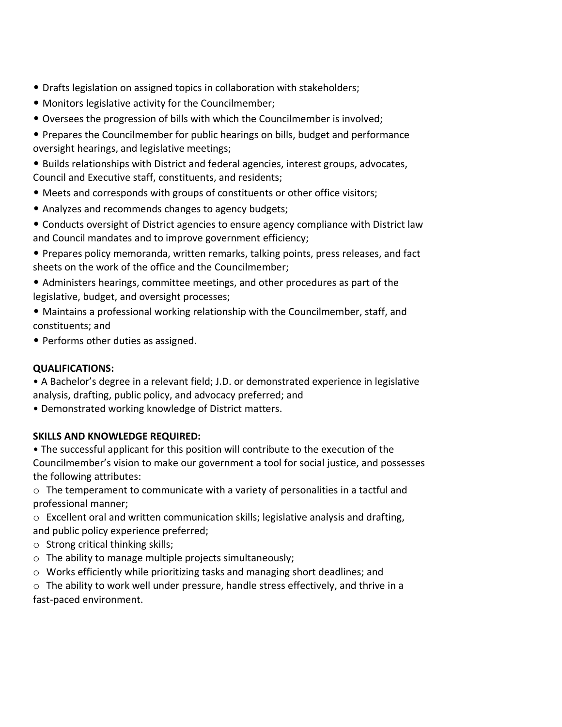- Drafts legislation on assigned topics in collaboration with stakeholders;
- Monitors legislative activity for the Councilmember;
- Oversees the progression of bills with which the Councilmember is involved;
- Prepares the Councilmember for public hearings on bills, budget and performance oversight hearings, and legislative meetings;
- Builds relationships with District and federal agencies, interest groups, advocates, Council and Executive staff, constituents, and residents;
- Meets and corresponds with groups of constituents or other office visitors;
- Analyzes and recommends changes to agency budgets;
- Conducts oversight of District agencies to ensure agency compliance with District law and Council mandates and to improve government efficiency;
- Prepares policy memoranda, written remarks, talking points, press releases, and fact sheets on the work of the office and the Councilmember;
- Administers hearings, committee meetings, and other procedures as part of the legislative, budget, and oversight processes;
- Maintains a professional working relationship with the Councilmember, staff, and constituents; and
- Performs other duties as assigned.

**QUALIFICATIONS:**

- A Bachelor's degree in a relevant field; J.D. or demonstrated experience in legislative analysis, drafting, public policy, and advocacy preferred; and
- Demonstrated working knowledge of District matters.

**SKILLS AND KNOWLEDGE REQUIRED:**

- The successful applicant for this position will contribute to the execution of the Councilmember's vision to make our government a tool for social justice, and possesses the following attributes:
  - The temperament to communicate with a variety of personalities in a tactful and professional manner;
  - Excellent oral and written communication skills; legislative analysis and drafting, and public policy experience preferred;
  - Strong critical thinking skills;
  - The ability to manage multiple projects simultaneously;
  - Works efficiently while prioritizing tasks and managing short deadlines; and
  - The ability to work well under pressure, handle stress effectively, and thrive in a fast-paced environment.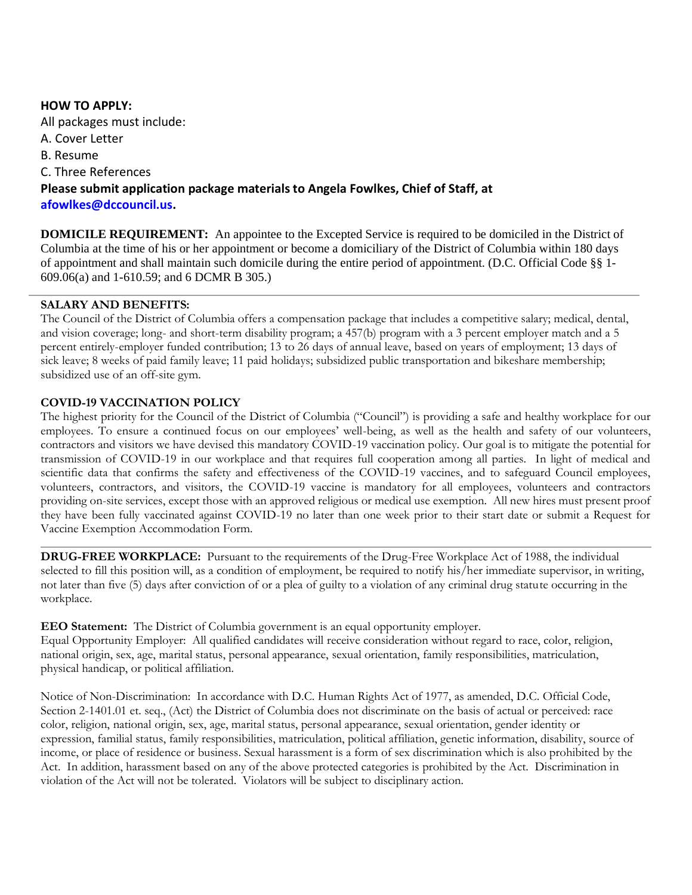**HOW TO APPLY:**

All packages must include:

A. Cover Letter

B. Resume

C. Three References

**Please submit application package materials to Angela Fowlkes, Chief of Staff, at afowlkes@dccouncil.us.**

**DOMICILE REQUIREMENT:** An appointee to the Excepted Service is required to be domiciled in the District of Columbia at the time of his or her appointment or become a domiciliary of the District of Columbia within 180 days of appointment and shall maintain such domicile during the entire period of appointment. (D.C. Official Code §§ 1-609.06(a) and 1-610.59; and 6 DCMR B 305.)

---

**SALARY AND BENEFITS:**

The Council of the District of Columbia offers a compensation package that includes a competitive salary; medical, dental, and vision coverage; long- and short-term disability program; a 457(b) program with a 3 percent employer match and a 5 percent entirely-employer funded contribution; 13 to 26 days of annual leave, based on years of employment; 13 days of sick leave; 8 weeks of paid family leave; 11 paid holidays; subsidized public transportation and bikeshare membership; subsidized use of an off-site gym.

**COVID-19 VACCINATION POLICY**

The highest priority for the Council of the District of Columbia ("Council") is providing a safe and healthy workplace for our employees. To ensure a continued focus on our employees' well-being, as well as the health and safety of our volunteers, contractors and visitors we have devised this mandatory COVID-19 vaccination policy. Our goal is to mitigate the potential for transmission of COVID-19 in our workplace and that requires full cooperation among all parties. In light of medical and scientific data that confirms the safety and effectiveness of the COVID-19 vaccines, and to safeguard Council employees, volunteers, contractors, and visitors, the COVID-19 vaccine is mandatory for all employees, volunteers and contractors providing on-site services, except those with an approved religious or medical use exemption. All new hires must present proof they have been fully vaccinated against COVID-19 no later than one week prior to their start date or submit a Request for Vaccine Exemption Accommodation Form.

---

**DRUG-FREE WORKPLACE:** Pursuant to the requirements of the Drug-Free Workplace Act of 1988, the individual selected to fill this position will, as a condition of employment, be required to notify his/her immediate supervisor, in writing, not later than five (5) days after conviction of or a plea of guilty to a violation of any criminal drug statute occurring in the workplace.

**EEO Statement:** The District of Columbia government is an equal opportunity employer.
Equal Opportunity Employer: All qualified candidates will receive consideration without regard to race, color, religion, national origin, sex, age, marital status, personal appearance, sexual orientation, family responsibilities, matriculation, physical handicap, or political affiliation.

Notice of Non-Discrimination: In accordance with D.C. Human Rights Act of 1977, as amended, D.C. Official Code, Section 2-1401.01 et. seq., (Act) the District of Columbia does not discriminate on the basis of actual or perceived: race color, religion, national origin, sex, age, marital status, personal appearance, sexual orientation, gender identity or expression, familial status, family responsibilities, matriculation, political affiliation, genetic information, disability, source of income, or place of residence or business. Sexual harassment is a form of sex discrimination which is also prohibited by the Act. In addition, harassment based on any of the above protected categories is prohibited by the Act. Discrimination in violation of the Act will not be tolerated. Violators will be subject to disciplinary action.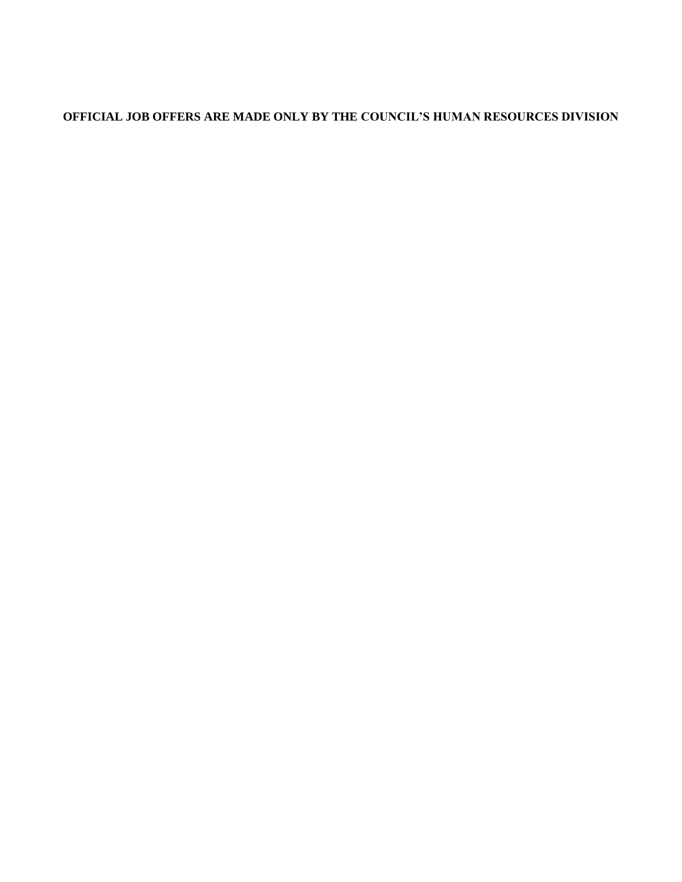**OFFICIAL JOB OFFERS ARE MADE ONLY BY THE COUNCIL'S HUMAN RESOURCES DIVISION**